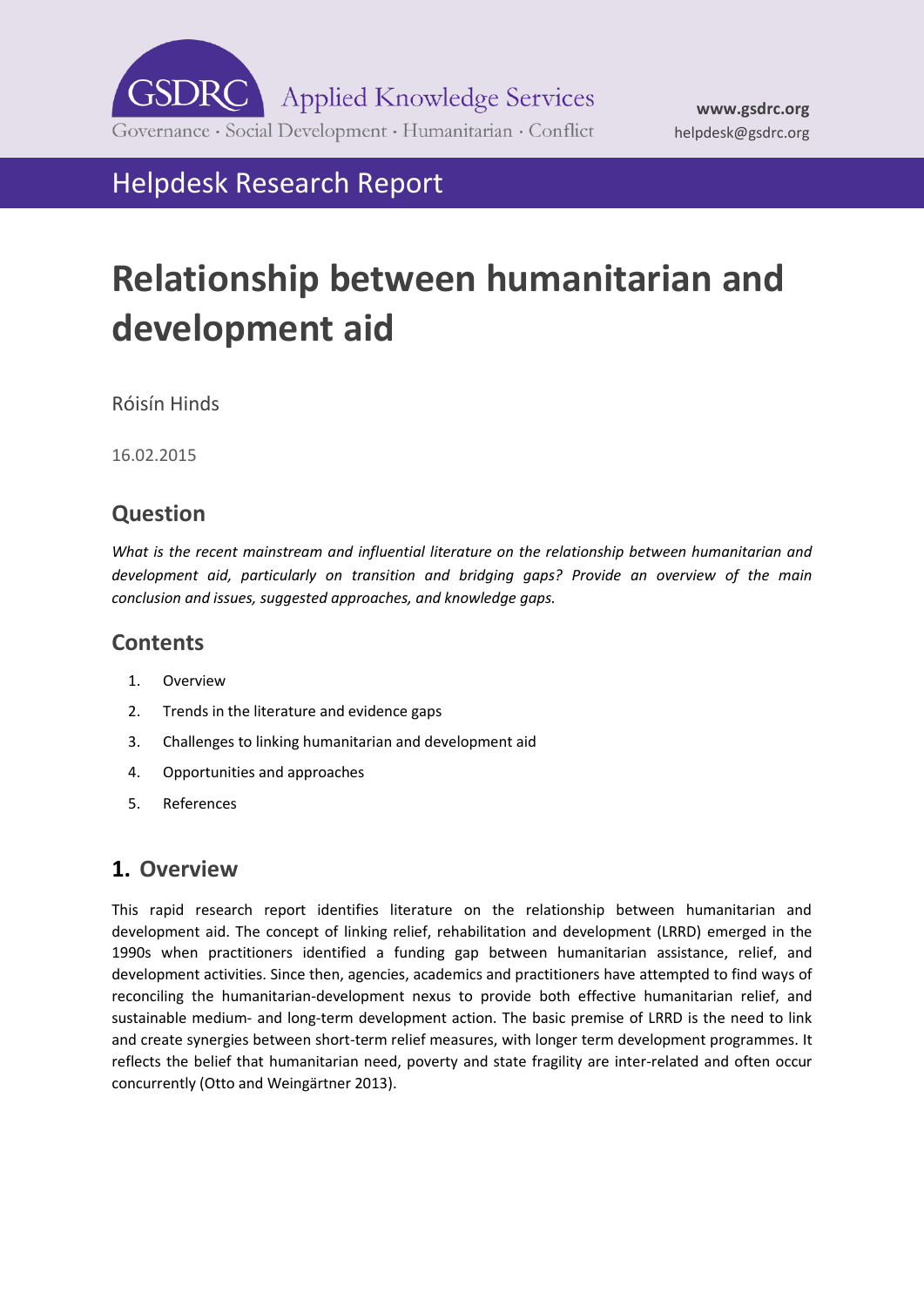GSDRC Applied Knowledge Services

Governance · Social Development · Humanitarian · Conflict

**www.gsdrc.org**
helpdesk@gsdrc.org

Helpdesk Research Report

# Relationship between humanitarian and development aid

Róisín Hinds

16.02.2015

## Question

*What is the recent mainstream and influential literature on the relationship between humanitarian and development aid, particularly on transition and bridging gaps? Provide an overview of the main conclusion and issues, suggested approaches, and knowledge gaps.*

## Contents

1. Overview
2. Trends in the literature and evidence gaps
3. Challenges to linking humanitarian and development aid
4. Opportunities and approaches
5. References

## 1. Overview

This rapid research report identifies literature on the relationship between humanitarian and development aid. The concept of linking relief, rehabilitation and development (LRRD) emerged in the 1990s when practitioners identified a funding gap between humanitarian assistance, relief, and development activities. Since then, agencies, academics and practitioners have attempted to find ways of reconciling the humanitarian-development nexus to provide both effective humanitarian relief, and sustainable medium- and long-term development action. The basic premise of LRRD is the need to link and create synergies between short-term relief measures, with longer term development programmes. It reflects the belief that humanitarian need, poverty and state fragility are inter-related and often occur concurrently (Otto and Weingärtner 2013).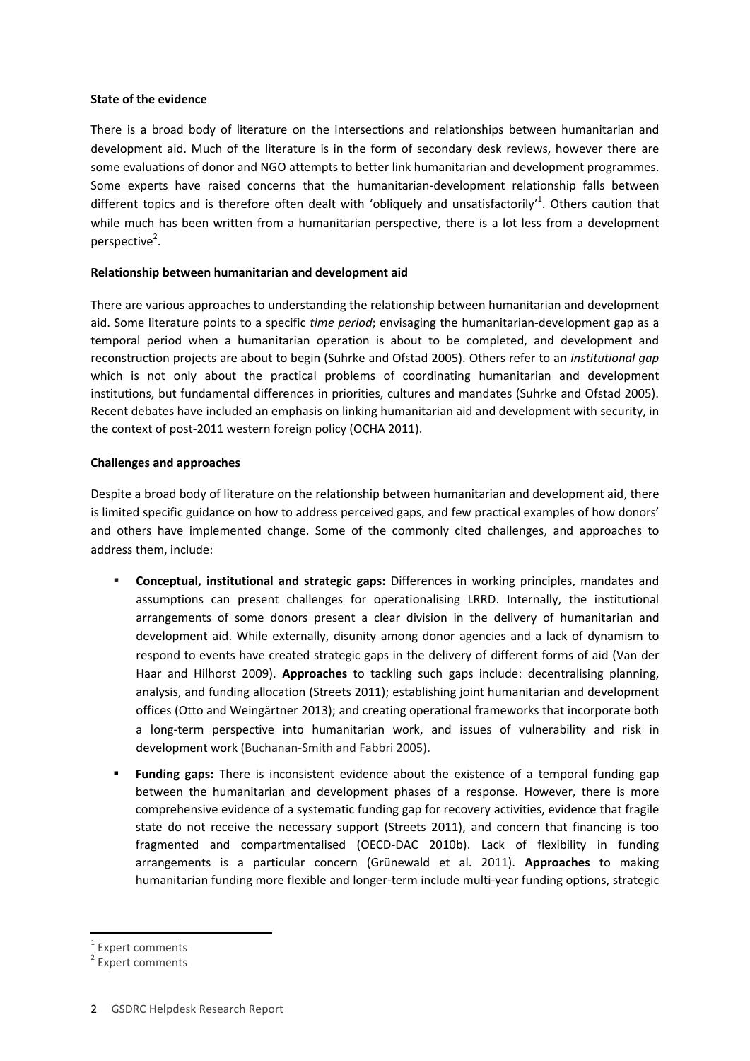**State of the evidence**

There is a broad body of literature on the intersections and relationships between humanitarian and development aid. Much of the literature is in the form of secondary desk reviews, however there are some evaluations of donor and NGO attempts to better link humanitarian and development programmes. Some experts have raised concerns that the humanitarian-development relationship falls between different topics and is therefore often dealt with 'obliquely and unsatisfactorily'[1]. Others caution that while much has been written from a humanitarian perspective, there is a lot less from a development perspective[2].

**Relationship between humanitarian and development aid**

There are various approaches to understanding the relationship between humanitarian and development aid. Some literature points to a specific *time period*; envisaging the humanitarian-development gap as a temporal period when a humanitarian operation is about to be completed, and development and reconstruction projects are about to begin (Suhrke and Ofstad 2005). Others refer to an *institutional gap* which is not only about the practical problems of coordinating humanitarian and development institutions, but fundamental differences in priorities, cultures and mandates (Suhrke and Ofstad 2005). Recent debates have included an emphasis on linking humanitarian aid and development with security, in the context of post-2011 western foreign policy (OCHA 2011).

**Challenges and approaches**

Despite a broad body of literature on the relationship between humanitarian and development aid, there is limited specific guidance on how to address perceived gaps, and few practical examples of how donors' and others have implemented change. Some of the commonly cited challenges, and approaches to address them, include:

- **Conceptual, institutional and strategic gaps:** Differences in working principles, mandates and assumptions can present challenges for operationalising LRRD. Internally, the institutional arrangements of some donors present a clear division in the delivery of humanitarian and development aid. While externally, disunity among donor agencies and a lack of dynamism to respond to events have created strategic gaps in the delivery of different forms of aid (Van der Haar and Hilhorst 2009). **Approaches** to tackling such gaps include: decentralising planning, analysis, and funding allocation (Streets 2011); establishing joint humanitarian and development offices (Otto and Weingärtner 2013); and creating operational frameworks that incorporate both a long-term perspective into humanitarian work, and issues of vulnerability and risk in development work (Buchanan-Smith and Fabbri 2005).

- **Funding gaps:** There is inconsistent evidence about the existence of a temporal funding gap between the humanitarian and development phases of a response. However, there is more comprehensive evidence of a systematic funding gap for recovery activities, evidence that fragile state do not receive the necessary support (Streets 2011), and concern that financing is too fragmented and compartmentalised (OECD-DAC 2010b). Lack of flexibility in funding arrangements is a particular concern (Grünewald et al. 2011). **Approaches** to making humanitarian funding more flexible and longer-term include multi-year funding options, strategic

---

[1] Expert comments

[2] Expert comments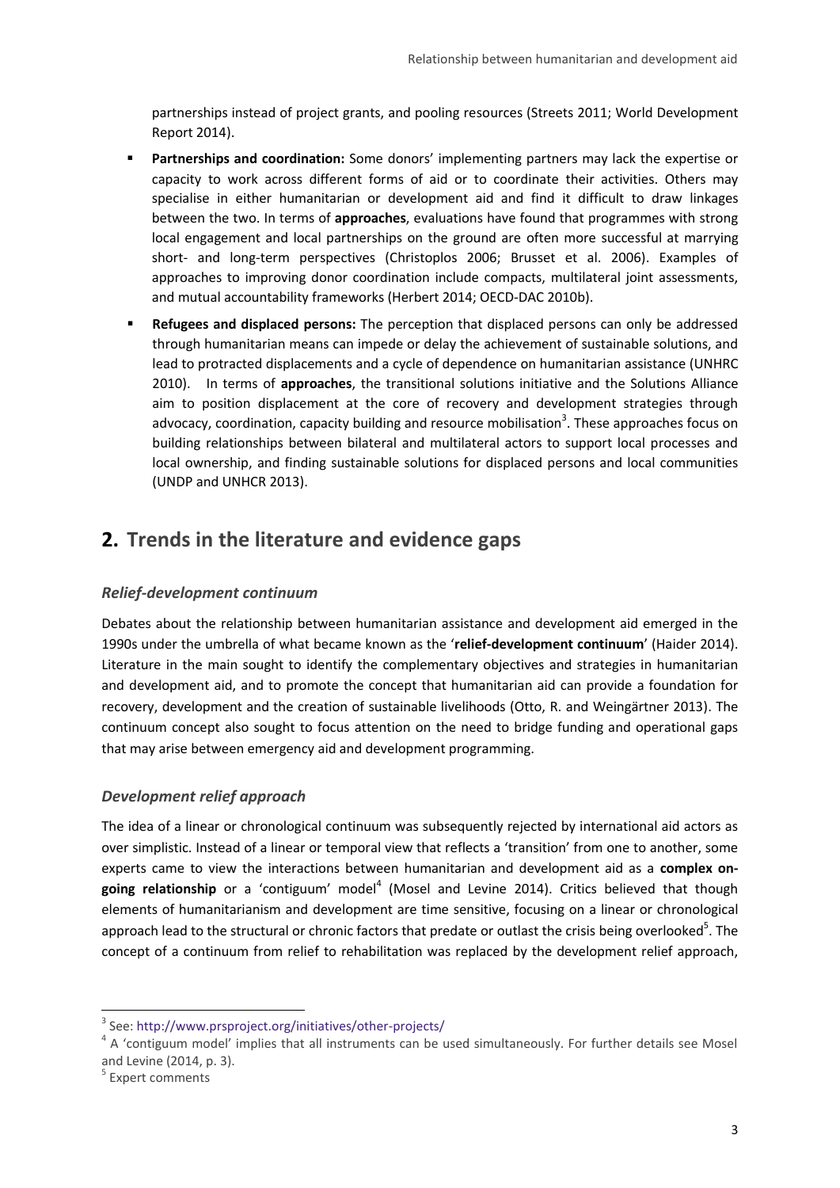partnerships instead of project grants, and pooling resources (Streets 2011; World Development Report 2014).

- **Partnerships and coordination:** Some donors' implementing partners may lack the expertise or capacity to work across different forms of aid or to coordinate their activities. Others may specialise in either humanitarian or development aid and find it difficult to draw linkages between the two. In terms of **approaches**, evaluations have found that programmes with strong local engagement and local partnerships on the ground are often more successful at marrying short- and long-term perspectives (Christoplos 2006; Brusset et al. 2006). Examples of approaches to improving donor coordination include compacts, multilateral joint assessments, and mutual accountability frameworks (Herbert 2014; OECD-DAC 2010b).
- **Refugees and displaced persons:** The perception that displaced persons can only be addressed through humanitarian means can impede or delay the achievement of sustainable solutions, and lead to protracted displacements and a cycle of dependence on humanitarian assistance (UNHRC 2010). In terms of **approaches**, the transitional solutions initiative and the Solutions Alliance aim to position displacement at the core of recovery and development strategies through advocacy, coordination, capacity building and resource mobilisation[3]. These approaches focus on building relationships between bilateral and multilateral actors to support local processes and local ownership, and finding sustainable solutions for displaced persons and local communities (UNDP and UNHCR 2013).

## 2. Trends in the literature and evidence gaps

### *Relief-development continuum*

Debates about the relationship between humanitarian assistance and development aid emerged in the 1990s under the umbrella of what became known as the '**relief-development continuum**' (Haider 2014). Literature in the main sought to identify the complementary objectives and strategies in humanitarian and development aid, and to promote the concept that humanitarian aid can provide a foundation for recovery, development and the creation of sustainable livelihoods (Otto, R. and Weingärtner 2013). The continuum concept also sought to focus attention on the need to bridge funding and operational gaps that may arise between emergency aid and development programming.

### *Development relief approach*

The idea of a linear or chronological continuum was subsequently rejected by international aid actors as over simplistic. Instead of a linear or temporal view that reflects a 'transition' from one to another, some experts came to view the interactions between humanitarian and development aid as a **complex on-going relationship** or a 'contiguum' model[4] (Mosel and Levine 2014). Critics believed that though elements of humanitarianism and development are time sensitive, focusing on a linear or chronological approach lead to the structural or chronic factors that predate or outlast the crisis being overlooked[5]. The concept of a continuum from relief to rehabilitation was replaced by the development relief approach,

---

[3] See: http://www.prsproject.org/initiatives/other-projects/

[4] A 'contiguum model' implies that all instruments can be used simultaneously. For further details see Mosel and Levine (2014, p. 3).

[5] Expert comments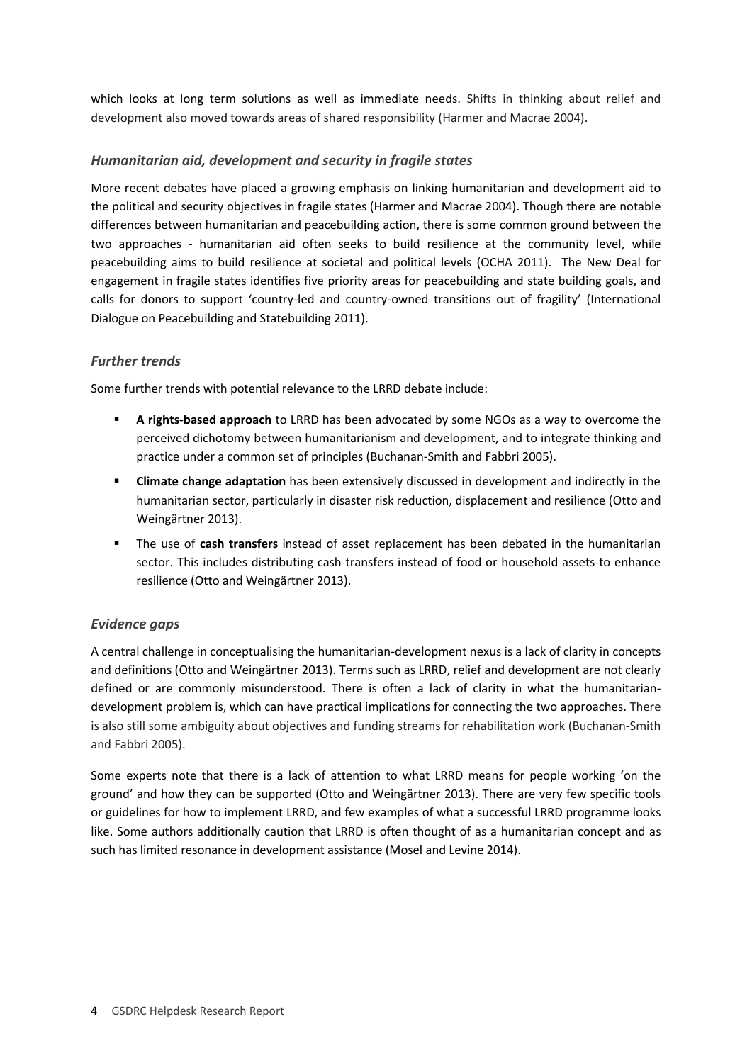which looks at long term solutions as well as immediate needs. Shifts in thinking about relief and development also moved towards areas of shared responsibility (Harmer and Macrae 2004).

### *Humanitarian aid, development and security in fragile states*

More recent debates have placed a growing emphasis on linking humanitarian and development aid to the political and security objectives in fragile states (Harmer and Macrae 2004). Though there are notable differences between humanitarian and peacebuilding action, there is some common ground between the two approaches - humanitarian aid often seeks to build resilience at the community level, while peacebuilding aims to build resilience at societal and political levels (OCHA 2011). The New Deal for engagement in fragile states identifies five priority areas for peacebuilding and state building goals, and calls for donors to support 'country-led and country-owned transitions out of fragility' (International Dialogue on Peacebuilding and Statebuilding 2011).

### *Further trends*

Some further trends with potential relevance to the LRRD debate include:

- **A rights-based approach** to LRRD has been advocated by some NGOs as a way to overcome the perceived dichotomy between humanitarianism and development, and to integrate thinking and practice under a common set of principles (Buchanan-Smith and Fabbri 2005).
- **Climate change adaptation** has been extensively discussed in development and indirectly in the humanitarian sector, particularly in disaster risk reduction, displacement and resilience (Otto and Weingärtner 2013).
- The use of **cash transfers** instead of asset replacement has been debated in the humanitarian sector. This includes distributing cash transfers instead of food or household assets to enhance resilience (Otto and Weingärtner 2013).

### *Evidence gaps*

A central challenge in conceptualising the humanitarian-development nexus is a lack of clarity in concepts and definitions (Otto and Weingärtner 2013). Terms such as LRRD, relief and development are not clearly defined or are commonly misunderstood. There is often a lack of clarity in what the humanitarian-development problem is, which can have practical implications for connecting the two approaches. There is also still some ambiguity about objectives and funding streams for rehabilitation work (Buchanan-Smith and Fabbri 2005).

Some experts note that there is a lack of attention to what LRRD means for people working 'on the ground' and how they can be supported (Otto and Weingärtner 2013). There are very few specific tools or guidelines for how to implement LRRD, and few examples of what a successful LRRD programme looks like. Some authors additionally caution that LRRD is often thought of as a humanitarian concept and as such has limited resonance in development assistance (Mosel and Levine 2014).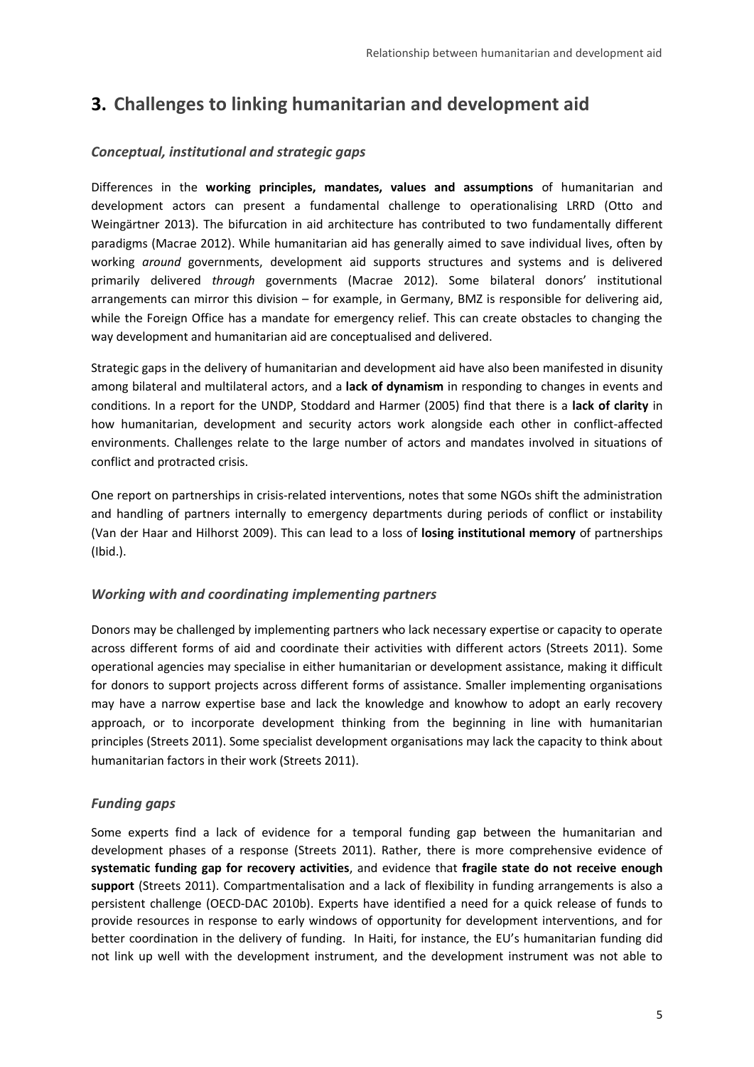# 3. Challenges to linking humanitarian and development aid

### *Conceptual, institutional and strategic gaps*

Differences in the **working principles, mandates, values and assumptions** of humanitarian and development actors can present a fundamental challenge to operationalising LRRD (Otto and Weingärtner 2013). The bifurcation in aid architecture has contributed to two fundamentally different paradigms (Macrae 2012). While humanitarian aid has generally aimed to save individual lives, often by working *around* governments, development aid supports structures and systems and is delivered primarily delivered *through* governments (Macrae 2012). Some bilateral donors' institutional arrangements can mirror this division – for example, in Germany, BMZ is responsible for delivering aid, while the Foreign Office has a mandate for emergency relief. This can create obstacles to changing the way development and humanitarian aid are conceptualised and delivered.

Strategic gaps in the delivery of humanitarian and development aid have also been manifested in disunity among bilateral and multilateral actors, and a **lack of dynamism** in responding to changes in events and conditions. In a report for the UNDP, Stoddard and Harmer (2005) find that there is a **lack of clarity** in how humanitarian, development and security actors work alongside each other in conflict-affected environments. Challenges relate to the large number of actors and mandates involved in situations of conflict and protracted crisis.

One report on partnerships in crisis-related interventions, notes that some NGOs shift the administration and handling of partners internally to emergency departments during periods of conflict or instability (Van der Haar and Hilhorst 2009). This can lead to a loss of **losing institutional memory** of partnerships (Ibid.).

### *Working with and coordinating implementing partners*

Donors may be challenged by implementing partners who lack necessary expertise or capacity to operate across different forms of aid and coordinate their activities with different actors (Streets 2011). Some operational agencies may specialise in either humanitarian or development assistance, making it difficult for donors to support projects across different forms of assistance. Smaller implementing organisations may have a narrow expertise base and lack the knowledge and knowhow to adopt an early recovery approach, or to incorporate development thinking from the beginning in line with humanitarian principles (Streets 2011). Some specialist development organisations may lack the capacity to think about humanitarian factors in their work (Streets 2011).

### *Funding gaps*

Some experts find a lack of evidence for a temporal funding gap between the humanitarian and development phases of a response (Streets 2011). Rather, there is more comprehensive evidence of **systematic funding gap for recovery activities**, and evidence that **fragile state do not receive enough support** (Streets 2011). Compartmentalisation and a lack of flexibility in funding arrangements is also a persistent challenge (OECD-DAC 2010b). Experts have identified a need for a quick release of funds to provide resources in response to early windows of opportunity for development interventions, and for better coordination in the delivery of funding. In Haiti, for instance, the EU's humanitarian funding did not link up well with the development instrument, and the development instrument was not able to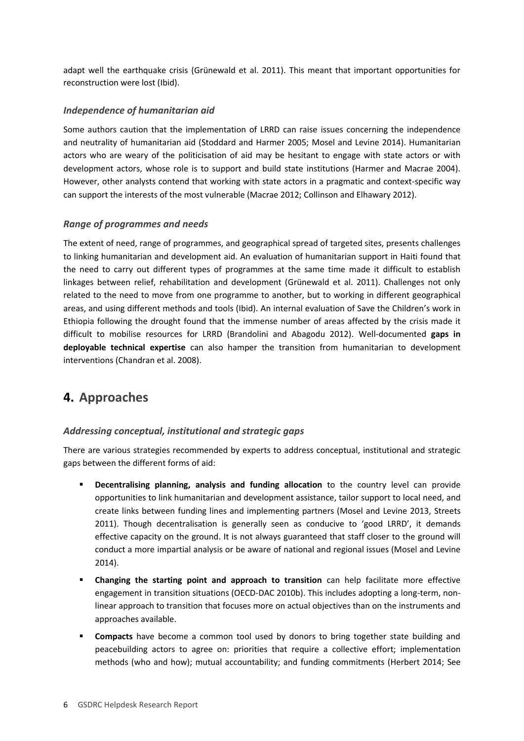adapt well the earthquake crisis (Grünewald et al. 2011). This meant that important opportunities for reconstruction were lost (Ibid).

### *Independence of humanitarian aid*

Some authors caution that the implementation of LRRD can raise issues concerning the independence and neutrality of humanitarian aid (Stoddard and Harmer 2005; Mosel and Levine 2014). Humanitarian actors who are weary of the politicisation of aid may be hesitant to engage with state actors or with development actors, whose role is to support and build state institutions (Harmer and Macrae 2004). However, other analysts contend that working with state actors in a pragmatic and context-specific way can support the interests of the most vulnerable (Macrae 2012; Collinson and Elhawary 2012).

### *Range of programmes and needs*

The extent of need, range of programmes, and geographical spread of targeted sites, presents challenges to linking humanitarian and development aid. An evaluation of humanitarian support in Haiti found that the need to carry out different types of programmes at the same time made it difficult to establish linkages between relief, rehabilitation and development (Grünewald et al. 2011). Challenges not only related to the need to move from one programme to another, but to working in different geographical areas, and using different methods and tools (Ibid). An internal evaluation of Save the Children's work in Ethiopia following the drought found that the immense number of areas affected by the crisis made it difficult to mobilise resources for LRRD (Brandolini and Abagodu 2012). Well-documented **gaps in deployable technical expertise** can also hamper the transition from humanitarian to development interventions (Chandran et al. 2008).

## 4. Approaches

### *Addressing conceptual, institutional and strategic gaps*

There are various strategies recommended by experts to address conceptual, institutional and strategic gaps between the different forms of aid:

- **Decentralising planning, analysis and funding allocation** to the country level can provide opportunities to link humanitarian and development assistance, tailor support to local need, and create links between funding lines and implementing partners (Mosel and Levine 2013, Streets 2011). Though decentralisation is generally seen as conducive to 'good LRRD', it demands effective capacity on the ground. It is not always guaranteed that staff closer to the ground will conduct a more impartial analysis or be aware of national and regional issues (Mosel and Levine 2014).
- **Changing the starting point and approach to transition** can help facilitate more effective engagement in transition situations (OECD-DAC 2010b). This includes adopting a long-term, non-linear approach to transition that focuses more on actual objectives than on the instruments and approaches available.
- **Compacts** have become a common tool used by donors to bring together state building and peacebuilding actors to agree on: priorities that require a collective effort; implementation methods (who and how); mutual accountability; and funding commitments (Herbert 2014; See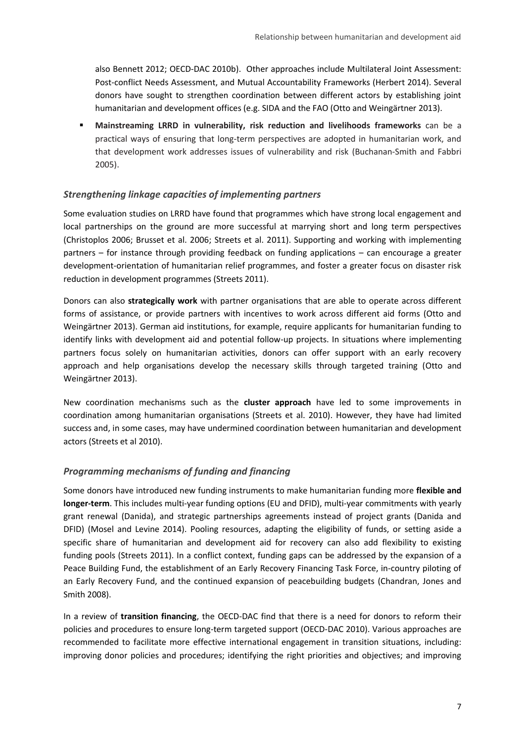also Bennett 2012; OECD-DAC 2010b). Other approaches include Multilateral Joint Assessment: Post-conflict Needs Assessment, and Mutual Accountability Frameworks (Herbert 2014). Several donors have sought to strengthen coordination between different actors by establishing joint humanitarian and development offices (e.g. SIDA and the FAO (Otto and Weingärtner 2013).

- **Mainstreaming LRRD in vulnerability, risk reduction and livelihoods frameworks** can be a practical ways of ensuring that long-term perspectives are adopted in humanitarian work, and that development work addresses issues of vulnerability and risk (Buchanan-Smith and Fabbri 2005).

### *Strengthening linkage capacities of implementing partners*

Some evaluation studies on LRRD have found that programmes which have strong local engagement and local partnerships on the ground are more successful at marrying short and long term perspectives (Christoplos 2006; Brusset et al. 2006; Streets et al. 2011). Supporting and working with implementing partners – for instance through providing feedback on funding applications – can encourage a greater development-orientation of humanitarian relief programmes, and foster a greater focus on disaster risk reduction in development programmes (Streets 2011).

Donors can also **strategically work** with partner organisations that are able to operate across different forms of assistance, or provide partners with incentives to work across different aid forms (Otto and Weingärtner 2013). German aid institutions, for example, require applicants for humanitarian funding to identify links with development aid and potential follow-up projects. In situations where implementing partners focus solely on humanitarian activities, donors can offer support with an early recovery approach and help organisations develop the necessary skills through targeted training (Otto and Weingärtner 2013).

New coordination mechanisms such as the **cluster approach** have led to some improvements in coordination among humanitarian organisations (Streets et al. 2010). However, they have had limited success and, in some cases, may have undermined coordination between humanitarian and development actors (Streets et al 2010).

### *Programming mechanisms of funding and financing*

Some donors have introduced new funding instruments to make humanitarian funding more **flexible and longer-term**. This includes multi-year funding options (EU and DFID), multi-year commitments with yearly grant renewal (Danida), and strategic partnerships agreements instead of project grants (Danida and DFID) (Mosel and Levine 2014). Pooling resources, adapting the eligibility of funds, or setting aside a specific share of humanitarian and development aid for recovery can also add flexibility to existing funding pools (Streets 2011). In a conflict context, funding gaps can be addressed by the expansion of a Peace Building Fund, the establishment of an Early Recovery Financing Task Force, in-country piloting of an Early Recovery Fund, and the continued expansion of peacebuilding budgets (Chandran, Jones and Smith 2008).

In a review of **transition financing**, the OECD-DAC find that there is a need for donors to reform their policies and procedures to ensure long-term targeted support (OECD-DAC 2010). Various approaches are recommended to facilitate more effective international engagement in transition situations, including: improving donor policies and procedures; identifying the right priorities and objectives; and improving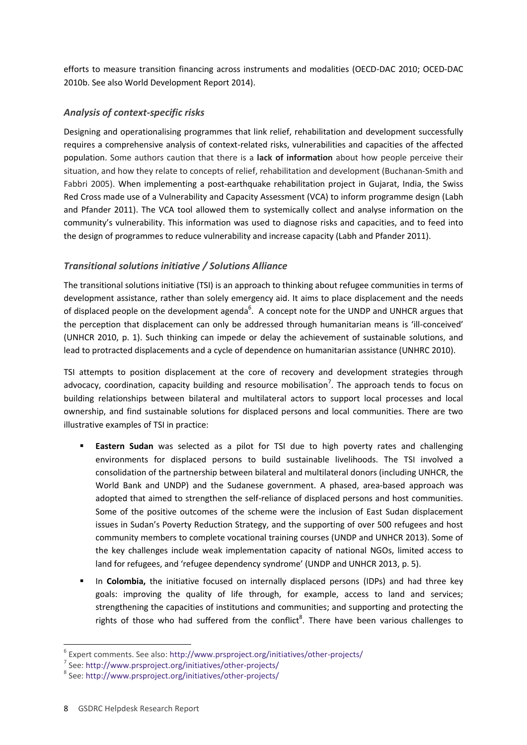efforts to measure transition financing across instruments and modalities (OECD-DAC 2010; OCED-DAC 2010b. See also World Development Report 2014).

### *Analysis of context-specific risks*

Designing and operationalising programmes that link relief, rehabilitation and development successfully requires a comprehensive analysis of context-related risks, vulnerabilities and capacities of the affected population. Some authors caution that there is a **lack of information** about how people perceive their situation, and how they relate to concepts of relief, rehabilitation and development (Buchanan-Smith and Fabbri 2005). When implementing a post-earthquake rehabilitation project in Gujarat, India, the Swiss Red Cross made use of a Vulnerability and Capacity Assessment (VCA) to inform programme design (Labh and Pfander 2011). The VCA tool allowed them to systemically collect and analyse information on the community's vulnerability. This information was used to diagnose risks and capacities, and to feed into the design of programmes to reduce vulnerability and increase capacity (Labh and Pfander 2011).

### *Transitional solutions initiative / Solutions Alliance*

The transitional solutions initiative (TSI) is an approach to thinking about refugee communities in terms of development assistance, rather than solely emergency aid. It aims to place displacement and the needs of displaced people on the development agenda[6]. A concept note for the UNDP and UNHCR argues that the perception that displacement can only be addressed through humanitarian means is 'ill-conceived' (UNHCR 2010, p. 1). Such thinking can impede or delay the achievement of sustainable solutions, and lead to protracted displacements and a cycle of dependence on humanitarian assistance (UNHRC 2010).

TSI attempts to position displacement at the core of recovery and development strategies through advocacy, coordination, capacity building and resource mobilisation[7]. The approach tends to focus on building relationships between bilateral and multilateral actors to support local processes and local ownership, and find sustainable solutions for displaced persons and local communities. There are two illustrative examples of TSI in practice:

- **Eastern Sudan** was selected as a pilot for TSI due to high poverty rates and challenging environments for displaced persons to build sustainable livelihoods. The TSI involved a consolidation of the partnership between bilateral and multilateral donors (including UNHCR, the World Bank and UNDP) and the Sudanese government. A phased, area-based approach was adopted that aimed to strengthen the self-reliance of displaced persons and host communities. Some of the positive outcomes of the scheme were the inclusion of East Sudan displacement issues in Sudan's Poverty Reduction Strategy, and the supporting of over 500 refugees and host community members to complete vocational training courses (UNDP and UNHCR 2013). Some of the key challenges include weak implementation capacity of national NGOs, limited access to land for refugees, and 'refugee dependency syndrome' (UNDP and UNHCR 2013, p. 5).
- In **Colombia,** the initiative focused on internally displaced persons (IDPs) and had three key goals: improving the quality of life through, for example, access to land and services; strengthening the capacities of institutions and communities; and supporting and protecting the rights of those who had suffered from the conflict[8]. There have been various challenges to

---

[6] Expert comments. See also: http://www.prsproject.org/initiatives/other-projects/

[7] See: http://www.prsproject.org/initiatives/other-projects/

[8] See: http://www.prsproject.org/initiatives/other-projects/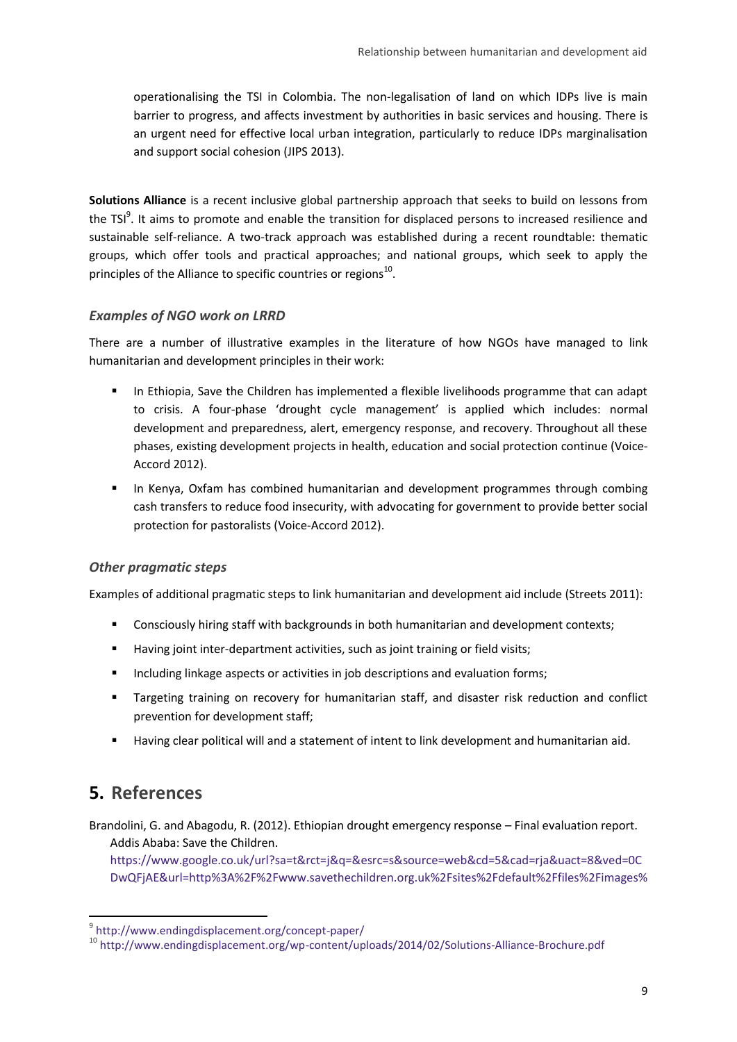operationalising the TSI in Colombia. The non-legalisation of land on which IDPs live is main barrier to progress, and affects investment by authorities in basic services and housing. There is an urgent need for effective local urban integration, particularly to reduce IDPs marginalisation and support social cohesion (JIPS 2013).

**Solutions Alliance** is a recent inclusive global partnership approach that seeks to build on lessons from the TSI[9]. It aims to promote and enable the transition for displaced persons to increased resilience and sustainable self-reliance. A two-track approach was established during a recent roundtable: thematic groups, which offer tools and practical approaches; and national groups, which seek to apply the principles of the Alliance to specific countries or regions[10].

### *Examples of NGO work on LRRD*

There are a number of illustrative examples in the literature of how NGOs have managed to link humanitarian and development principles in their work:

- In Ethiopia, Save the Children has implemented a flexible livelihoods programme that can adapt to crisis. A four-phase 'drought cycle management' is applied which includes: normal development and preparedness, alert, emergency response, and recovery. Throughout all these phases, existing development projects in health, education and social protection continue (Voice-Accord 2012).
- In Kenya, Oxfam has combined humanitarian and development programmes through combing cash transfers to reduce food insecurity, with advocating for government to provide better social protection for pastoralists (Voice-Accord 2012).

### *Other pragmatic steps*

Examples of additional pragmatic steps to link humanitarian and development aid include (Streets 2011):

- Consciously hiring staff with backgrounds in both humanitarian and development contexts;
- Having joint inter-department activities, such as joint training or field visits;
- Including linkage aspects or activities in job descriptions and evaluation forms;
- Targeting training on recovery for humanitarian staff, and disaster risk reduction and conflict prevention for development staff;
- Having clear political will and a statement of intent to link development and humanitarian aid.

## 5. References

Brandolini, G. and Abagodu, R. (2012). Ethiopian drought emergency response – Final evaluation report. Addis Ababa: Save the Children.
https://www.google.co.uk/url?sa=t&rct=j&q=&esrc=s&source=web&cd=5&cad=rja&uact=8&ved=0CDwQFjAE&url=http%3A%2F%2Fwww.savethechildren.org.uk%2Fsites%2Fdefault%2Ffiles%2Fimages%

---

[9] http://www.endingdisplacement.org/concept-paper/

[10] http://www.endingdisplacement.org/wp-content/uploads/2014/02/Solutions-Alliance-Brochure.pdf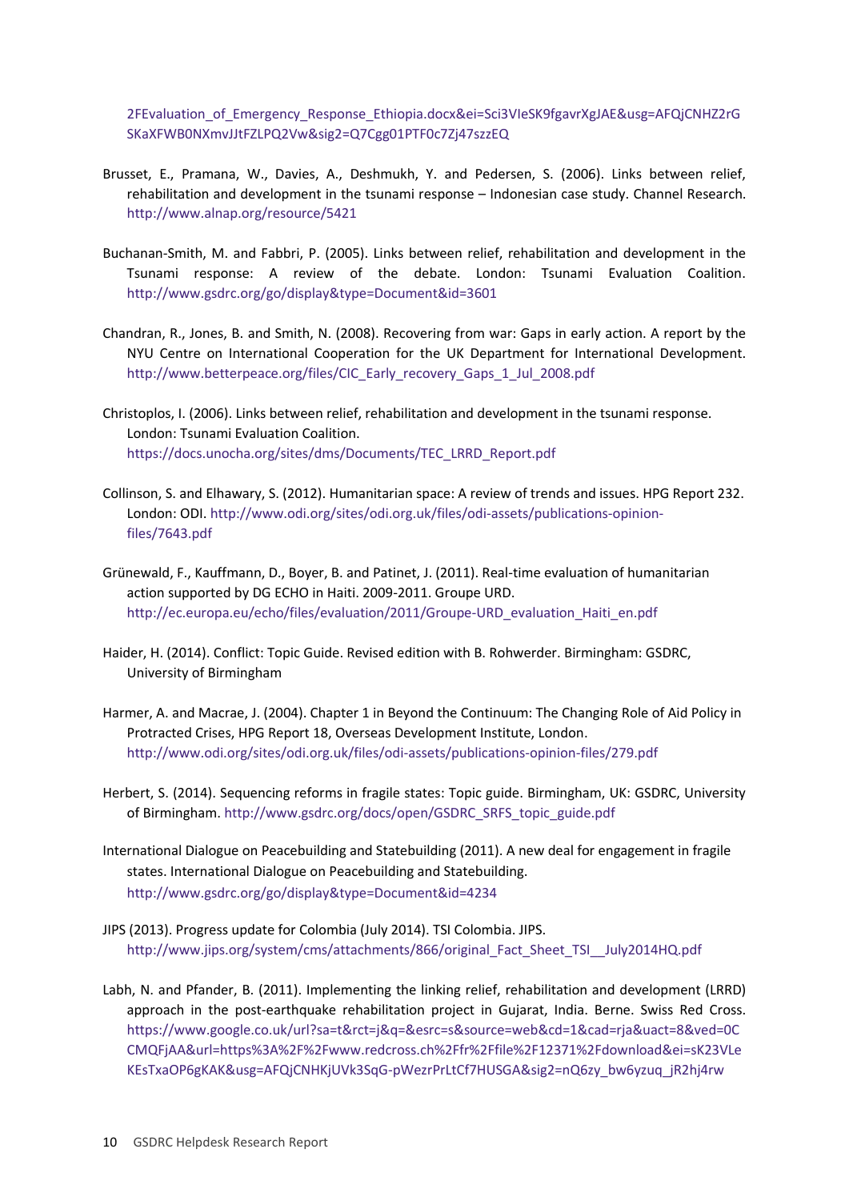2FEvaluation_of_Emergency_Response_Ethiopia.docx&ei=Sci3VIeSK9fgavrXgJAE&usg=AFQjCNHZ2rGSKaXFWB0NXmvJJtFZLPQ2Vw&sig2=Q7Cgg01PTF0c7Zj47szzEQ

Brusset, E., Pramana, W., Davies, A., Deshmukh, Y. and Pedersen, S. (2006). Links between relief, rehabilitation and development in the tsunami response – Indonesian case study. Channel Research. http://www.alnap.org/resource/5421

Buchanan-Smith, M. and Fabbri, P. (2005). Links between relief, rehabilitation and development in the Tsunami response: A review of the debate. London: Tsunami Evaluation Coalition. http://www.gsdrc.org/go/display&type=Document&id=3601

Chandran, R., Jones, B. and Smith, N. (2008). Recovering from war: Gaps in early action. A report by the NYU Centre on International Cooperation for the UK Department for International Development. http://www.betterpeace.org/files/CIC_Early_recovery_Gaps_1_Jul_2008.pdf

Christoplos, I. (2006). Links between relief, rehabilitation and development in the tsunami response. London: Tsunami Evaluation Coalition. https://docs.unocha.org/sites/dms/Documents/TEC_LRRD_Report.pdf

Collinson, S. and Elhawary, S. (2012). Humanitarian space: A review of trends and issues. HPG Report 232. London: ODI. http://www.odi.org/sites/odi.org.uk/files/odi-assets/publications-opinion-files/7643.pdf

Grünewald, F., Kauffmann, D., Boyer, B. and Patinet, J. (2011). Real-time evaluation of humanitarian action supported by DG ECHO in Haiti. 2009-2011. Groupe URD. http://ec.europa.eu/echo/files/evaluation/2011/Groupe-URD_evaluation_Haiti_en.pdf

Haider, H. (2014). Conflict: Topic Guide. Revised edition with B. Rohwerder. Birmingham: GSDRC, University of Birmingham

Harmer, A. and Macrae, J. (2004). Chapter 1 in Beyond the Continuum: The Changing Role of Aid Policy in Protracted Crises, HPG Report 18, Overseas Development Institute, London. http://www.odi.org/sites/odi.org.uk/files/odi-assets/publications-opinion-files/279.pdf

Herbert, S. (2014). Sequencing reforms in fragile states: Topic guide. Birmingham, UK: GSDRC, University of Birmingham. http://www.gsdrc.org/docs/open/GSDRC_SRFS_topic_guide.pdf

International Dialogue on Peacebuilding and Statebuilding (2011). A new deal for engagement in fragile states. International Dialogue on Peacebuilding and Statebuilding. http://www.gsdrc.org/go/display&type=Document&id=4234

JIPS (2013). Progress update for Colombia (July 2014). TSI Colombia. JIPS. http://www.jips.org/system/cms/attachments/866/original_Fact_Sheet_TSI__July2014HQ.pdf

Labh, N. and Pfander, B. (2011). Implementing the linking relief, rehabilitation and development (LRRD) approach in the post-earthquake rehabilitation project in Gujarat, India. Berne. Swiss Red Cross. https://www.google.co.uk/url?sa=t&rct=j&q=&esrc=s&source=web&cd=1&cad=rja&uact=8&ved=0CCMQFjAA&url=https%3A%2F%2Fwww.redcross.ch%2Ffr%2Ffile%2F12371%2Fdownload&ei=sK23VLeKEsTxaOP6gKAK&usg=AFQjCNHKjUVk3SqG-pWezrPrLtCf7HUSGA&sig2=nQ6zy_bw6yzuq_jR2hj4rw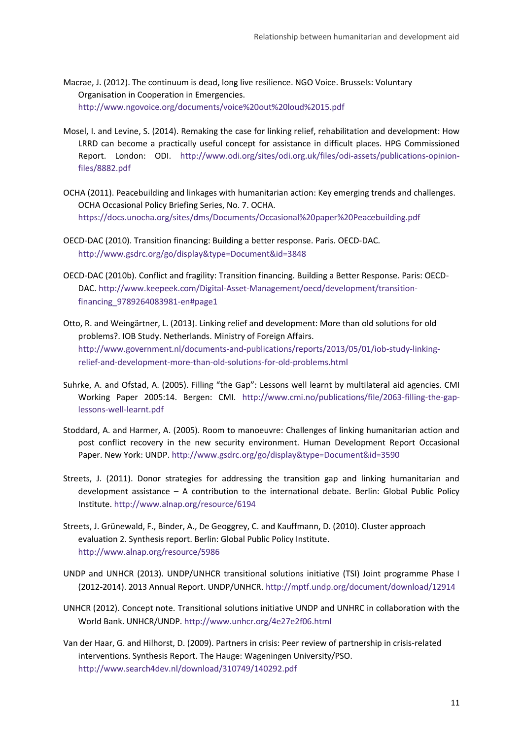Macrae, J. (2012). The continuum is dead, long live resilience. NGO Voice. Brussels: Voluntary Organisation in Cooperation in Emergencies. http://www.ngovoice.org/documents/voice%20out%20loud%2015.pdf

Mosel, I. and Levine, S. (2014). Remaking the case for linking relief, rehabilitation and development: How LRRD can become a practically useful concept for assistance in difficult places. HPG Commissioned Report. London: ODI. http://www.odi.org/sites/odi.org.uk/files/odi-assets/publications-opinion-files/8882.pdf

OCHA (2011). Peacebuilding and linkages with humanitarian action: Key emerging trends and challenges. OCHA Occasional Policy Briefing Series, No. 7. OCHA. https://docs.unocha.org/sites/dms/Documents/Occasional%20paper%20Peacebuilding.pdf

OECD-DAC (2010). Transition financing: Building a better response. Paris. OECD-DAC. http://www.gsdrc.org/go/display&type=Document&id=3848

OECD-DAC (2010b). Conflict and fragility: Transition financing. Building a Better Response. Paris: OECD-DAC. http://www.keepeek.com/Digital-Asset-Management/oecd/development/transition-financing_9789264083981-en#page1

Otto, R. and Weingärtner, L. (2013). Linking relief and development: More than old solutions for old problems?. IOB Study. Netherlands. Ministry of Foreign Affairs. http://www.government.nl/documents-and-publications/reports/2013/05/01/iob-study-linking-relief-and-development-more-than-old-solutions-for-old-problems.html

Suhrke, A. and Ofstad, A. (2005). Filling "the Gap": Lessons well learnt by multilateral aid agencies. CMI Working Paper 2005:14. Bergen: CMI. http://www.cmi.no/publications/file/2063-filling-the-gap-lessons-well-learnt.pdf

Stoddard, A. and Harmer, A. (2005). Room to manoeuvre: Challenges of linking humanitarian action and post conflict recovery in the new security environment. Human Development Report Occasional Paper. New York: UNDP. http://www.gsdrc.org/go/display&type=Document&id=3590

Streets, J. (2011). Donor strategies for addressing the transition gap and linking humanitarian and development assistance – A contribution to the international debate. Berlin: Global Public Policy Institute. http://www.alnap.org/resource/6194

Streets, J. Grünewald, F., Binder, A., De Geoggrey, C. and Kauffmann, D. (2010). Cluster approach evaluation 2. Synthesis report. Berlin: Global Public Policy Institute. http://www.alnap.org/resource/5986

UNDP and UNHCR (2013). UNDP/UNHCR transitional solutions initiative (TSI) Joint programme Phase I (2012-2014). 2013 Annual Report. UNDP/UNHCR. http://mptf.undp.org/document/download/12914

UNHCR (2012). Concept note. Transitional solutions initiative UNDP and UNHRC in collaboration with the World Bank. UNHCR/UNDP. http://www.unhcr.org/4e27e2f06.html

Van der Haar, G. and Hilhorst, D. (2009). Partners in crisis: Peer review of partnership in crisis-related interventions. Synthesis Report. The Hauge: Wageningen University/PSO. http://www.search4dev.nl/download/310749/140292.pdf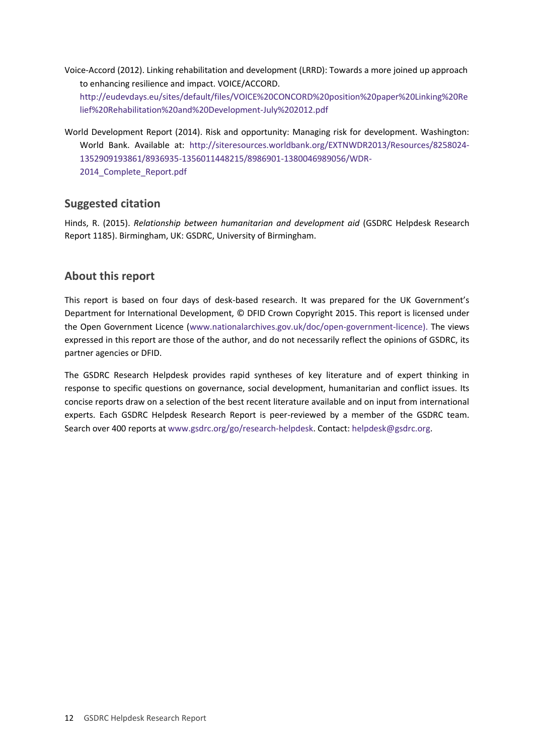Voice-Accord (2012). Linking rehabilitation and development (LRRD): Towards a more joined up approach to enhancing resilience and impact. VOICE/ACCORD. http://eudevdays.eu/sites/default/files/VOICE%20CONCORD%20position%20paper%20Linking%20Relief%20Rehabilitation%20and%20Development-July%202012.pdf

World Development Report (2014). Risk and opportunity: Managing risk for development. Washington: World Bank. Available at: http://siteresources.worldbank.org/EXTNWDR2013/Resources/8258024-1352909193861/8936935-1356011448215/8986901-1380046989056/WDR-2014_Complete_Report.pdf

## Suggested citation

Hinds, R. (2015). *Relationship between humanitarian and development aid* (GSDRC Helpdesk Research Report 1185). Birmingham, UK: GSDRC, University of Birmingham.

## About this report

This report is based on four days of desk-based research. It was prepared for the UK Government's Department for International Development, © DFID Crown Copyright 2015. This report is licensed under the Open Government Licence (www.nationalarchives.gov.uk/doc/open-government-licence). The views expressed in this report are those of the author, and do not necessarily reflect the opinions of GSDRC, its partner agencies or DFID.

The GSDRC Research Helpdesk provides rapid syntheses of key literature and of expert thinking in response to specific questions on governance, social development, humanitarian and conflict issues. Its concise reports draw on a selection of the best recent literature available and on input from international experts. Each GSDRC Helpdesk Research Report is peer-reviewed by a member of the GSDRC team. Search over 400 reports at www.gsdrc.org/go/research-helpdesk. Contact: helpdesk@gsdrc.org.